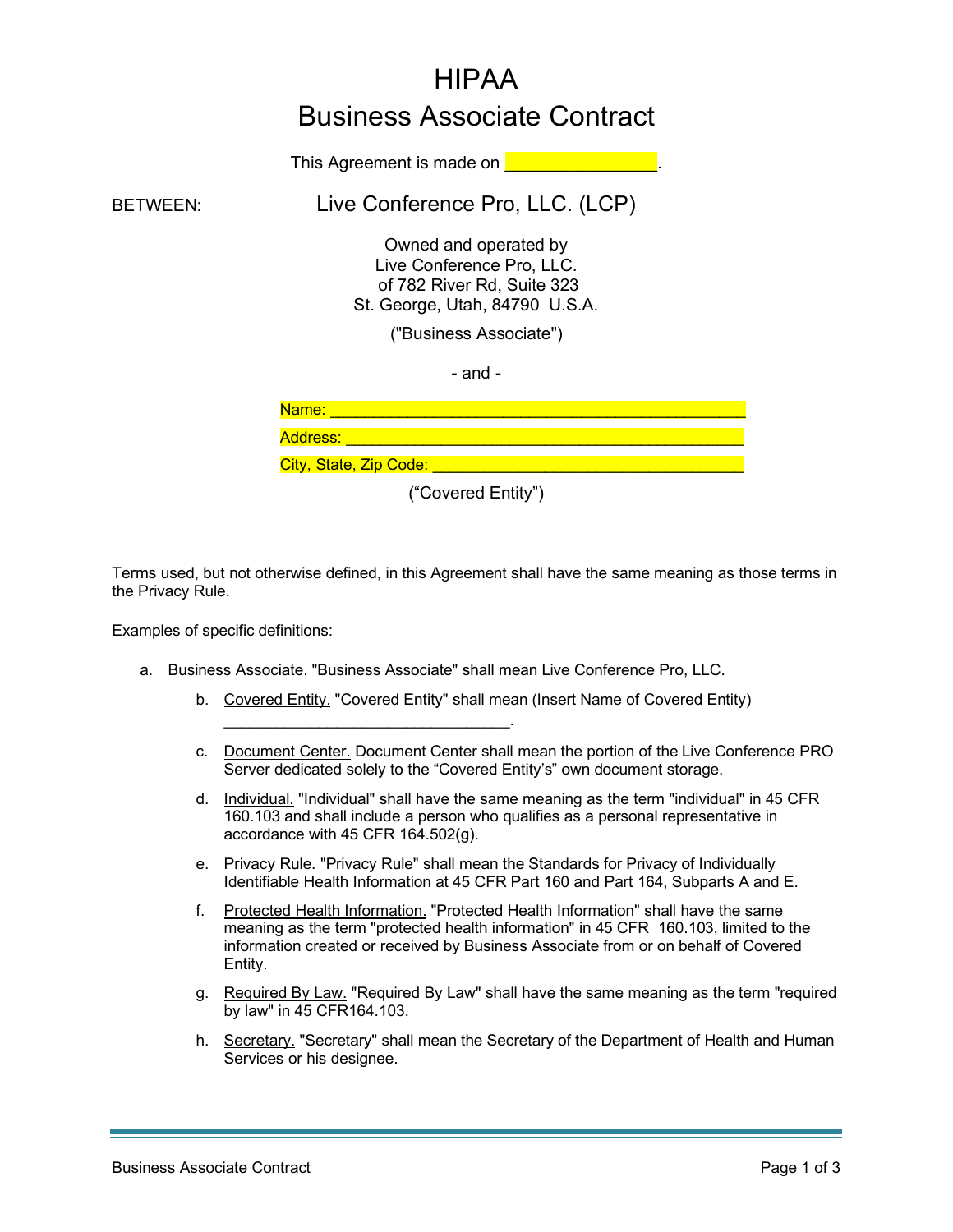# HIPAA
# Business Associate Contract

This Agreement is made on \_\_\_\_\_\_\_\_\_\_\_\_\_\_\_\_.

BETWEEN: **Live Conference Pro, LLC. (LCP)**

Owned and operated by
Live Conference Pro, LLC.
of 782 River Rd, Suite 323
St. George, Utah, 84790 U.S.A.

("Business Associate")

\- and -

Name: \_\_\_\_\_\_\_\_\_\_\_\_\_\_\_\_\_\_\_\_\_\_\_\_\_\_\_\_\_\_\_\_\_\_\_\_\_\_\_\_\_\_\_\_\_\_

Address: \_\_\_\_\_\_\_\_\_\_\_\_\_\_\_\_\_\_\_\_\_\_\_\_\_\_\_\_\_\_\_\_\_\_\_\_\_\_\_\_\_\_\_\_

City, State, Zip Code: \_\_\_\_\_\_\_\_\_\_\_\_\_\_\_\_\_\_\_\_\_\_\_\_\_\_\_\_\_\_\_\_\_\_\_

("Covered Entity")

Terms used, but not otherwise defined, in this Agreement shall have the same meaning as those terms in the Privacy Rule.

Examples of specific definitions:

a. Business Associate. "Business Associate" shall mean Live Conference Pro, LLC.

b. Covered Entity. "Covered Entity" shall mean (Insert Name of Covered Entity) \_\_\_\_\_\_\_\_\_\_\_\_\_\_\_\_\_\_\_\_\_\_\_\_\_\_\_\_\_\_\_\_\_.

c. Document Center. Document Center shall mean the portion of the Live Conference PRO Server dedicated solely to the "Covered Entity's" own document storage.

d. Individual. "Individual" shall have the same meaning as the term "individual" in 45 CFR 160.103 and shall include a person who qualifies as a personal representative in accordance with 45 CFR 164.502(g).

e. Privacy Rule. "Privacy Rule" shall mean the Standards for Privacy of Individually Identifiable Health Information at 45 CFR Part 160 and Part 164, Subparts A and E.

f. Protected Health Information. "Protected Health Information" shall have the same meaning as the term "protected health information" in 45 CFR 160.103, limited to the information created or received by Business Associate from or on behalf of Covered Entity.

g. Required By Law. "Required By Law" shall have the same meaning as the term "required by law" in 45 CFR164.103.

h. Secretary. "Secretary" shall mean the Secretary of the Department of Health and Human Services or his designee.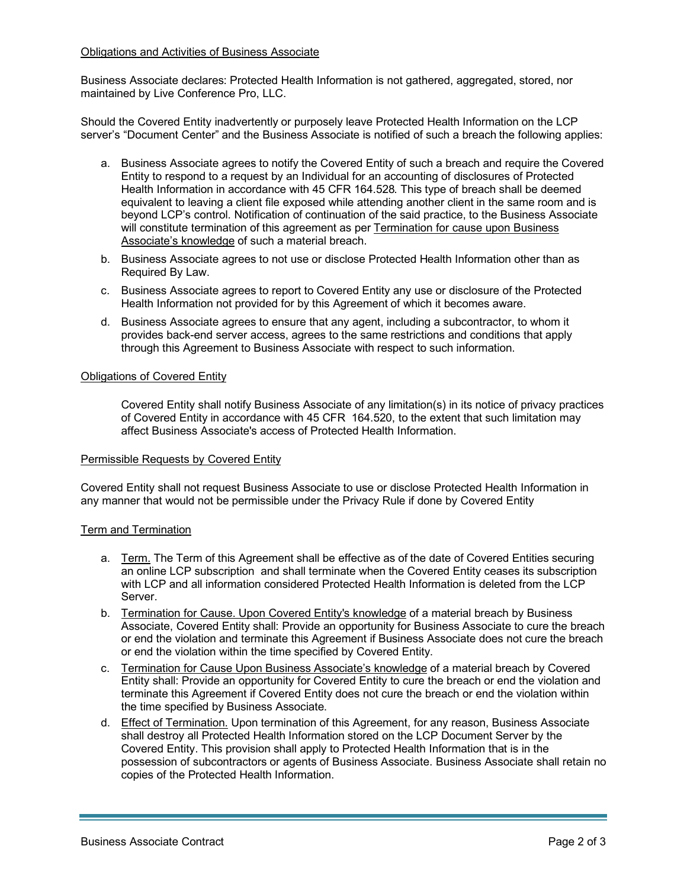<u>Obligations and Activities of Business Associate</u>

Business Associate declares: Protected Health Information is not gathered, aggregated, stored, nor maintained by Live Conference Pro, LLC.

Should the Covered Entity inadvertently or purposely leave Protected Health Information on the LCP server's "Document Center" and the Business Associate is notified of such a breach the following applies:

a. Business Associate agrees to notify the Covered Entity of such a breach and require the Covered Entity to respond to a request by an Individual for an accounting of disclosures of Protected Health Information in accordance with 45 CFR 164.528. This type of breach shall be deemed equivalent to leaving a client file exposed while attending another client in the same room and is beyond LCP's control. Notification of continuation of the said practice, to the Business Associate will constitute termination of this agreement as per <u>Termination for cause upon Business Associate's knowledge</u> of such a material breach.
b. Business Associate agrees to not use or disclose Protected Health Information other than as Required By Law.
c. Business Associate agrees to report to Covered Entity any use or disclosure of the Protected Health Information not provided for by this Agreement of which it becomes aware.
d. Business Associate agrees to ensure that any agent, including a subcontractor, to whom it provides back-end server access, agrees to the same restrictions and conditions that apply through this Agreement to Business Associate with respect to such information.

<u>Obligations of Covered Entity</u>

Covered Entity shall notify Business Associate of any limitation(s) in its notice of privacy practices of Covered Entity in accordance with 45 CFR 164.520, to the extent that such limitation may affect Business Associate's access of Protected Health Information.

<u>Permissible Requests by Covered Entity</u>

Covered Entity shall not request Business Associate to use or disclose Protected Health Information in any manner that would not be permissible under the Privacy Rule if done by Covered Entity

<u>Term and Termination</u>

a. <u>Term.</u> The Term of this Agreement shall be effective as of the date of Covered Entities securing an online LCP subscription and shall terminate when the Covered Entity ceases its subscription with LCP and all information considered Protected Health Information is deleted from the LCP Server.
b. <u>Termination for Cause. Upon Covered Entity's knowledge</u> of a material breach by Business Associate, Covered Entity shall: Provide an opportunity for Business Associate to cure the breach or end the violation and terminate this Agreement if Business Associate does not cure the breach or end the violation within the time specified by Covered Entity.
c. <u>Termination for Cause Upon Business Associate's knowledge</u> of a material breach by Covered Entity shall: Provide an opportunity for Covered Entity to cure the breach or end the violation and terminate this Agreement if Covered Entity does not cure the breach or end the violation within the time specified by Business Associate.
d. <u>Effect of Termination.</u> Upon termination of this Agreement, for any reason, Business Associate shall destroy all Protected Health Information stored on the LCP Document Server by the Covered Entity. This provision shall apply to Protected Health Information that is in the possession of subcontractors or agents of Business Associate. Business Associate shall retain no copies of the Protected Health Information.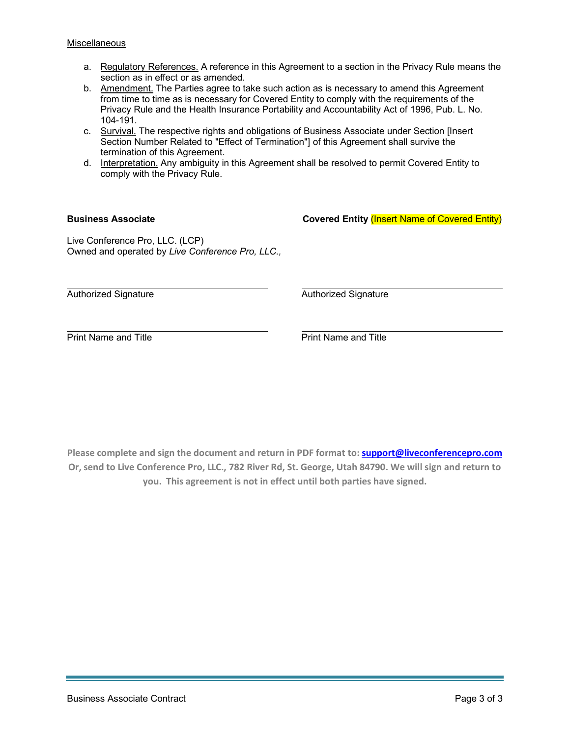Miscellaneous

a. Regulatory References. A reference in this Agreement to a section in the Privacy Rule means the section as in effect or as amended.
b. Amendment. The Parties agree to take such action as is necessary to amend this Agreement from time to time as is necessary for Covered Entity to comply with the requirements of the Privacy Rule and the Health Insurance Portability and Accountability Act of 1996, Pub. L. No. 104-191.
c. Survival. The respective rights and obligations of Business Associate under Section [Insert Section Number Related to "Effect of Termination"] of this Agreement shall survive the termination of this Agreement.
d. Interpretation. Any ambiguity in this Agreement shall be resolved to permit Covered Entity to comply with the Privacy Rule.

**Business Associate**

Live Conference Pro, LLC. (LCP)
Owned and operated by *Live Conference Pro, LLC.,*

\_\_\_\_\_\_\_\_\_\_\_\_\_\_\_\_\_\_\_\_\_\_\_\_\_\_\_\_\_\_\_\_\_\_\_\_
Authorized Signature

\_\_\_\_\_\_\_\_\_\_\_\_\_\_\_\_\_\_\_\_\_\_\_\_\_\_\_\_\_\_\_\_\_\_\_\_
Print Name and Title

**Covered Entity** (Insert Name of Covered Entity)

\_\_\_\_\_\_\_\_\_\_\_\_\_\_\_\_\_\_\_\_\_\_\_\_\_\_\_\_\_\_\_\_\_\_\_\_
Authorized Signature

\_\_\_\_\_\_\_\_\_\_\_\_\_\_\_\_\_\_\_\_\_\_\_\_\_\_\_\_\_\_\_\_\_\_\_\_
Print Name and Title

**Please complete and sign the document and return in PDF format to: support@liveconferencepro.com Or, send to Live Conference Pro, LLC., 782 River Rd, St. George, Utah 84790. We will sign and return to you. This agreement is not in effect until both parties have signed.**